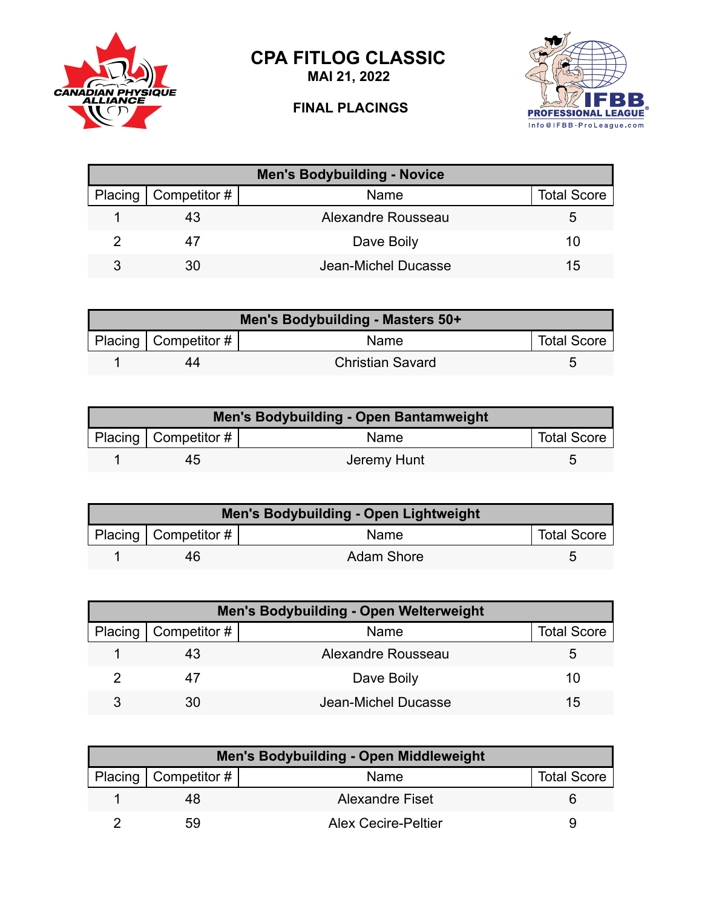# CPA FITLOG CLASSIC

**MAI 21, 2022**

**FINAL PLACINGS**

| Men's Bodybuilding - Novice | | | |
|---|---|---|---|
| Placing | Competitor # | Name | Total Score |
| 1 | 43 | Alexandre Rousseau | 5 |
| 2 | 47 | Dave Boily | 10 |
| 3 | 30 | Jean-Michel Ducasse | 15 |

| Men's Bodybuilding - Masters 50+ | | | |
|---|---|---|---|
| Placing | Competitor # | Name | Total Score |
| 1 | 44 | Christian Savard | 5 |

| Men's Bodybuilding - Open Bantamweight | | | |
|---|---|---|---|
| Placing | Competitor # | Name | Total Score |
| 1 | 45 | Jeremy Hunt | 5 |

| Men's Bodybuilding - Open Lightweight | | | |
|---|---|---|---|
| Placing | Competitor # | Name | Total Score |
| 1 | 46 | Adam Shore | 5 |

| Men's Bodybuilding - Open Welterweight | | | |
|---|---|---|---|
| Placing | Competitor # | Name | Total Score |
| 1 | 43 | Alexandre Rousseau | 5 |
| 2 | 47 | Dave Boily | 10 |
| 3 | 30 | Jean-Michel Ducasse | 15 |

| Men's Bodybuilding - Open Middleweight | | | |
|---|---|---|---|
| Placing | Competitor # | Name | Total Score |
| 1 | 48 | Alexandre Fiset | 6 |
| 2 | 59 | Alex Cecire-Peltier | 9 |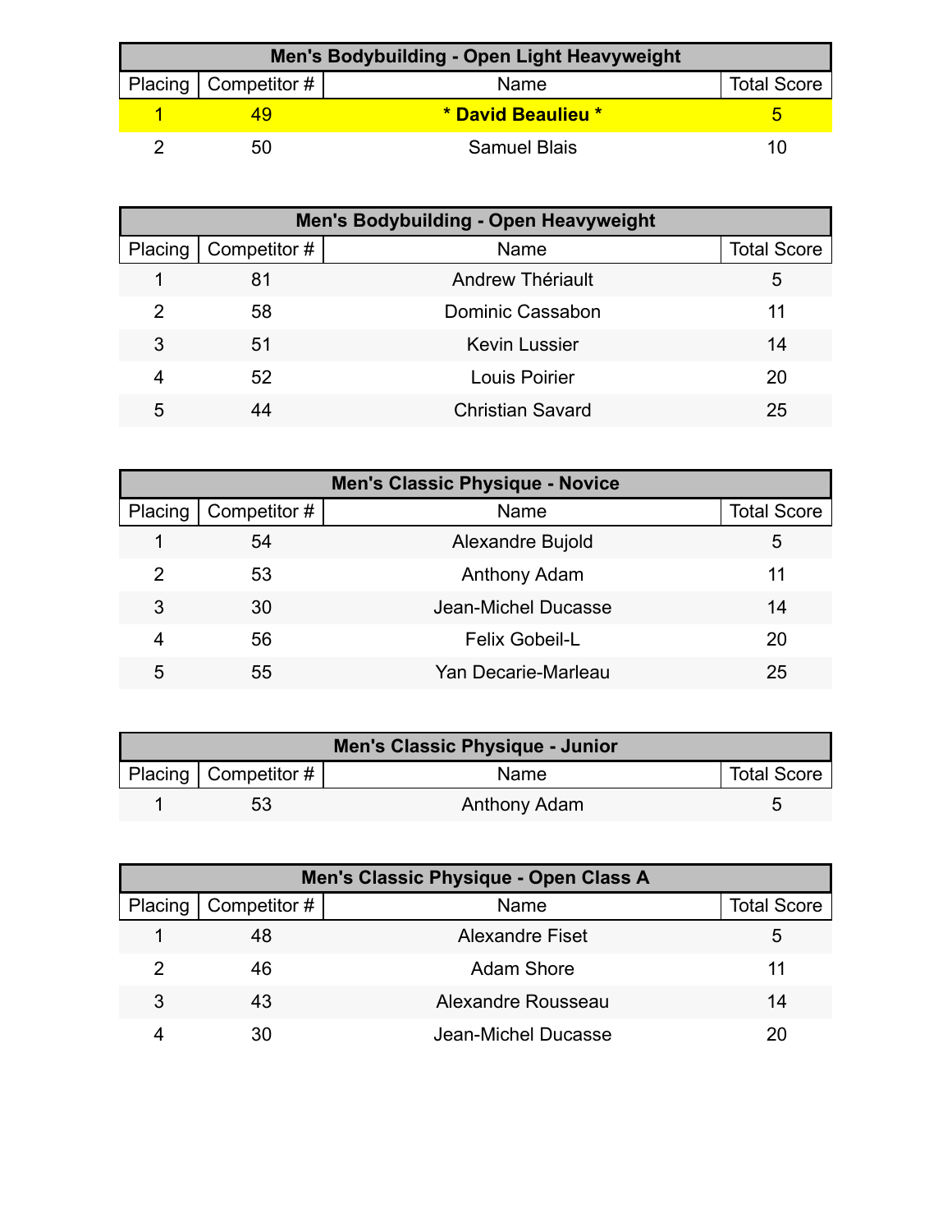| Men's Bodybuilding - Open Light Heavyweight | | | |
|---|---|---|---|
| Placing | Competitor # | Name | Total Score |
| 1 | 49 | **\* David Beaulieu \*** | 5 |
| 2 | 50 | Samuel Blais | 10 |

| Men's Bodybuilding - Open Heavyweight | | | |
|---|---|---|---|
| Placing | Competitor # | Name | Total Score |
| 1 | 81 | Andrew Thériault | 5 |
| 2 | 58 | Dominic Cassabon | 11 |
| 3 | 51 | Kevin Lussier | 14 |
| 4 | 52 | Louis Poirier | 20 |
| 5 | 44 | Christian Savard | 25 |

| Men's Classic Physique - Novice | | | |
|---|---|---|---|
| Placing | Competitor # | Name | Total Score |
| 1 | 54 | Alexandre Bujold | 5 |
| 2 | 53 | Anthony Adam | 11 |
| 3 | 30 | Jean-Michel Ducasse | 14 |
| 4 | 56 | Felix Gobeil-L | 20 |
| 5 | 55 | Yan Decarie-Marleau | 25 |

| Men's Classic Physique - Junior | | | |
|---|---|---|---|
| Placing | Competitor # | Name | Total Score |
| 1 | 53 | Anthony Adam | 5 |

| Men's Classic Physique - Open Class A | | | |
|---|---|---|---|
| Placing | Competitor # | Name | Total Score |
| 1 | 48 | Alexandre Fiset | 5 |
| 2 | 46 | Adam Shore | 11 |
| 3 | 43 | Alexandre Rousseau | 14 |
| 4 | 30 | Jean-Michel Ducasse | 20 |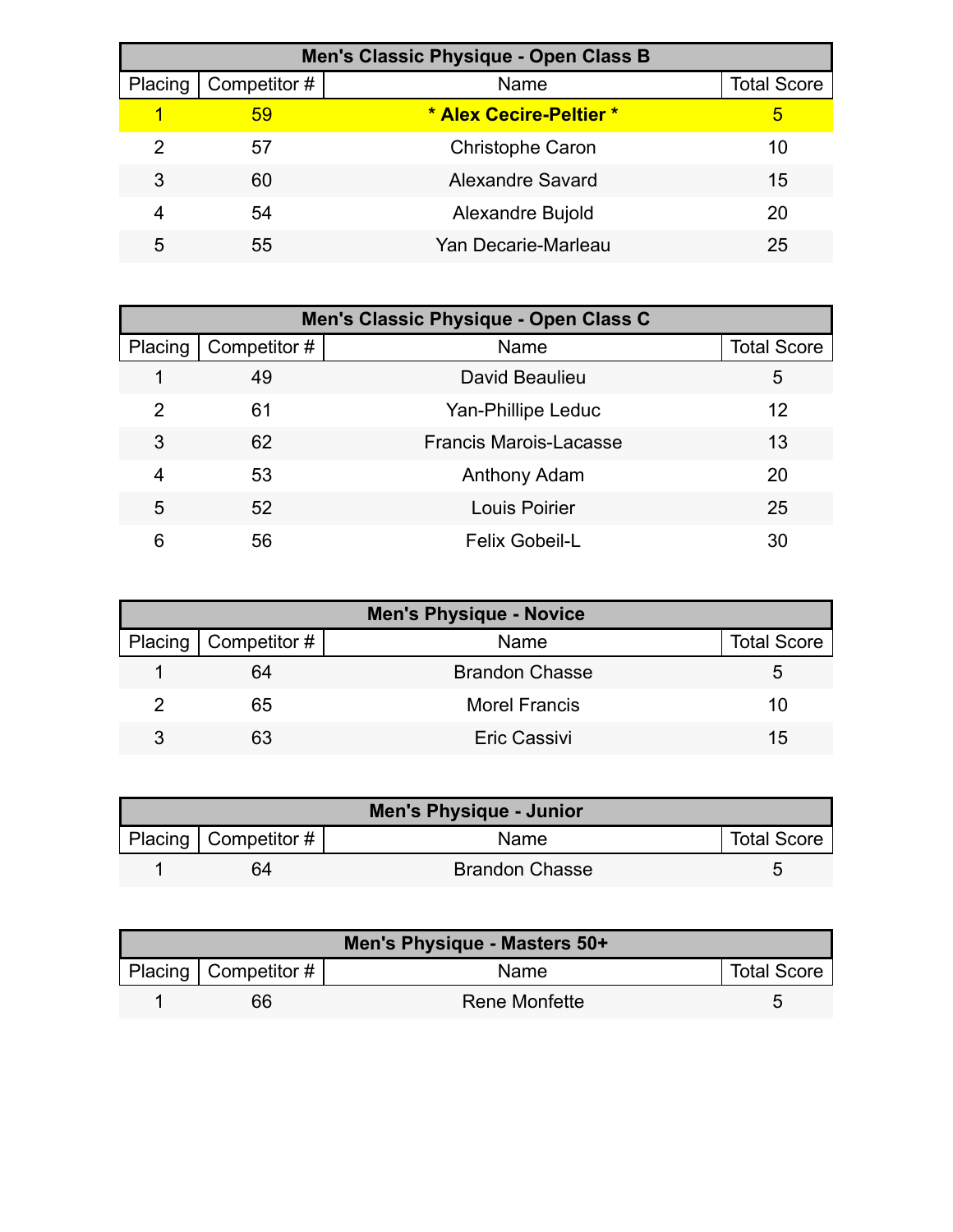| Men's Classic Physique - Open Class B | | | |
|---|---|---|---|
| Placing | Competitor # | Name | Total Score |
| **1** | **59** | *** Alex Cecire-Peltier *** | **5** |
| 2 | 57 | Christophe Caron | 10 |
| 3 | 60 | Alexandre Savard | 15 |
| 4 | 54 | Alexandre Bujold | 20 |
| 5 | 55 | Yan Decarie-Marleau | 25 |

| Men's Classic Physique - Open Class C | | | |
|---|---|---|---|
| Placing | Competitor # | Name | Total Score |
| 1 | 49 | David Beaulieu | 5 |
| 2 | 61 | Yan-Phillipe Leduc | 12 |
| 3 | 62 | Francis Marois-Lacasse | 13 |
| 4 | 53 | Anthony Adam | 20 |
| 5 | 52 | Louis Poirier | 25 |
| 6 | 56 | Felix Gobeil-L | 30 |

| Men's Physique - Novice | | | |
|---|---|---|---|
| Placing | Competitor # | Name | Total Score |
| 1 | 64 | Brandon Chasse | 5 |
| 2 | 65 | Morel Francis | 10 |
| 3 | 63 | Eric Cassivi | 15 |

| Men's Physique - Junior | | | |
|---|---|---|---|
| Placing | Competitor # | Name | Total Score |
| 1 | 64 | Brandon Chasse | 5 |

| Men's Physique - Masters 50+ | | | |
|---|---|---|---|
| Placing | Competitor # | Name | Total Score |
| 1 | 66 | Rene Monfette | 5 |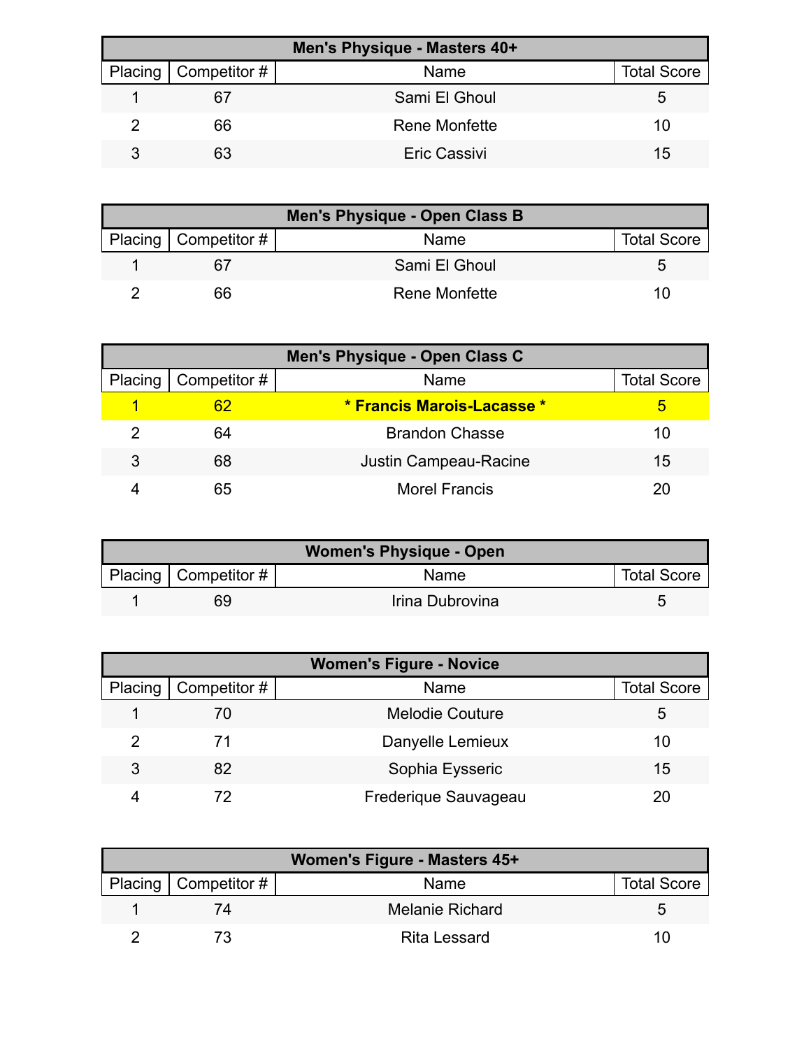| Men's Physique - Masters 40+ | | | |
|---|---|---|---|
| Placing | Competitor # | Name | Total Score |
| 1 | 67 | Sami El Ghoul | 5 |
| 2 | 66 | Rene Monfette | 10 |
| 3 | 63 | Eric Cassivi | 15 |

| Men's Physique - Open Class B | | | |
|---|---|---|---|
| Placing | Competitor # | Name | Total Score |
| 1 | 67 | Sami El Ghoul | 5 |
| 2 | 66 | Rene Monfette | 10 |

| Men's Physique - Open Class C | | | |
|---|---|---|---|
| Placing | Competitor # | Name | Total Score |
| 1 | 62 | **\* Francis Marois-Lacasse \*** | 5 |
| 2 | 64 | Brandon Chasse | 10 |
| 3 | 68 | Justin Campeau-Racine | 15 |
| 4 | 65 | Morel Francis | 20 |

| Women's Physique - Open | | | |
|---|---|---|---|
| Placing | Competitor # | Name | Total Score |
| 1 | 69 | Irina Dubrovina | 5 |

| Women's Figure - Novice | | | |
|---|---|---|---|
| Placing | Competitor # | Name | Total Score |
| 1 | 70 | Melodie Couture | 5 |
| 2 | 71 | Danyelle Lemieux | 10 |
| 3 | 82 | Sophia Eysseric | 15 |
| 4 | 72 | Frederique Sauvageau | 20 |

| Women's Figure - Masters 45+ | | | |
|---|---|---|---|
| Placing | Competitor # | Name | Total Score |
| 1 | 74 | Melanie Richard | 5 |
| 2 | 73 | Rita Lessard | 10 |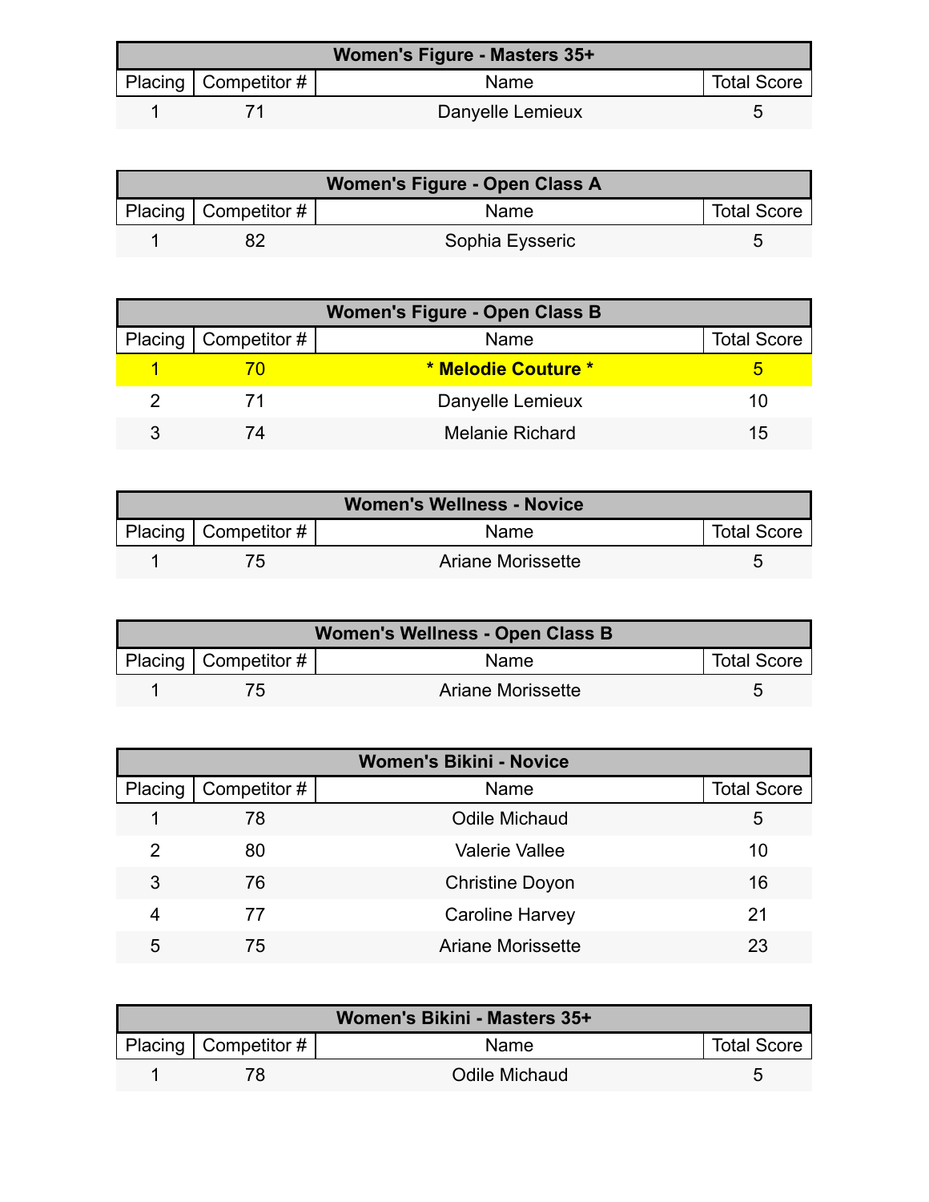| Women's Figure - Masters 35+ | | | |
|---|---|---|---|
| Placing | Competitor # | Name | Total Score |
| 1 | 71 | Danyelle Lemieux | 5 |

| Women's Figure - Open Class A | | | |
|---|---|---|---|
| Placing | Competitor # | Name | Total Score |
| 1 | 82 | Sophia Eysseric | 5 |

| Women's Figure - Open Class B | | | |
|---|---|---|---|
| Placing | Competitor # | Name | Total Score |
| **1** | **70** | *** Melodie Couture *** | **5** |
| 2 | 71 | Danyelle Lemieux | 10 |
| 3 | 74 | Melanie Richard | 15 |

| Women's Wellness - Novice | | | |
|---|---|---|---|
| Placing | Competitor # | Name | Total Score |
| 1 | 75 | Ariane Morissette | 5 |

| Women's Wellness - Open Class B | | | |
|---|---|---|---|
| Placing | Competitor # | Name | Total Score |
| 1 | 75 | Ariane Morissette | 5 |

| Women's Bikini - Novice | | | |
|---|---|---|---|
| Placing | Competitor # | Name | Total Score |
| 1 | 78 | Odile Michaud | 5 |
| 2 | 80 | Valerie Vallee | 10 |
| 3 | 76 | Christine Doyon | 16 |
| 4 | 77 | Caroline Harvey | 21 |
| 5 | 75 | Ariane Morissette | 23 |

| Women's Bikini - Masters 35+ | | | |
|---|---|---|---|
| Placing | Competitor # | Name | Total Score |
| 1 | 78 | Odile Michaud | 5 |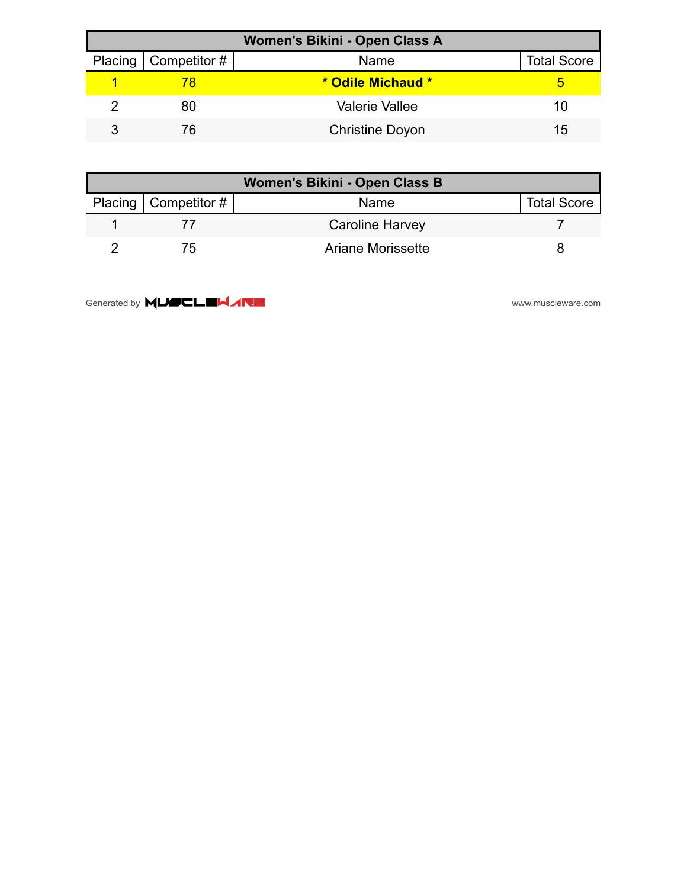| Women's Bikini - Open Class A | | | |
|---|---|---|---|
| Placing | Competitor # | Name | Total Score |
| 1 | 78 | **\* Odile Michaud \*** | 5 |
| 2 | 80 | Valerie Vallee | 10 |
| 3 | 76 | Christine Doyon | 15 |

| Women's Bikini - Open Class B | | | |
|---|---|---|---|
| Placing | Competitor # | Name | Total Score |
| 1 | 77 | Caroline Harvey | 7 |
| 2 | 75 | Ariane Morissette | 8 |

Generated by MUSCLEWARE www.muscleware.com